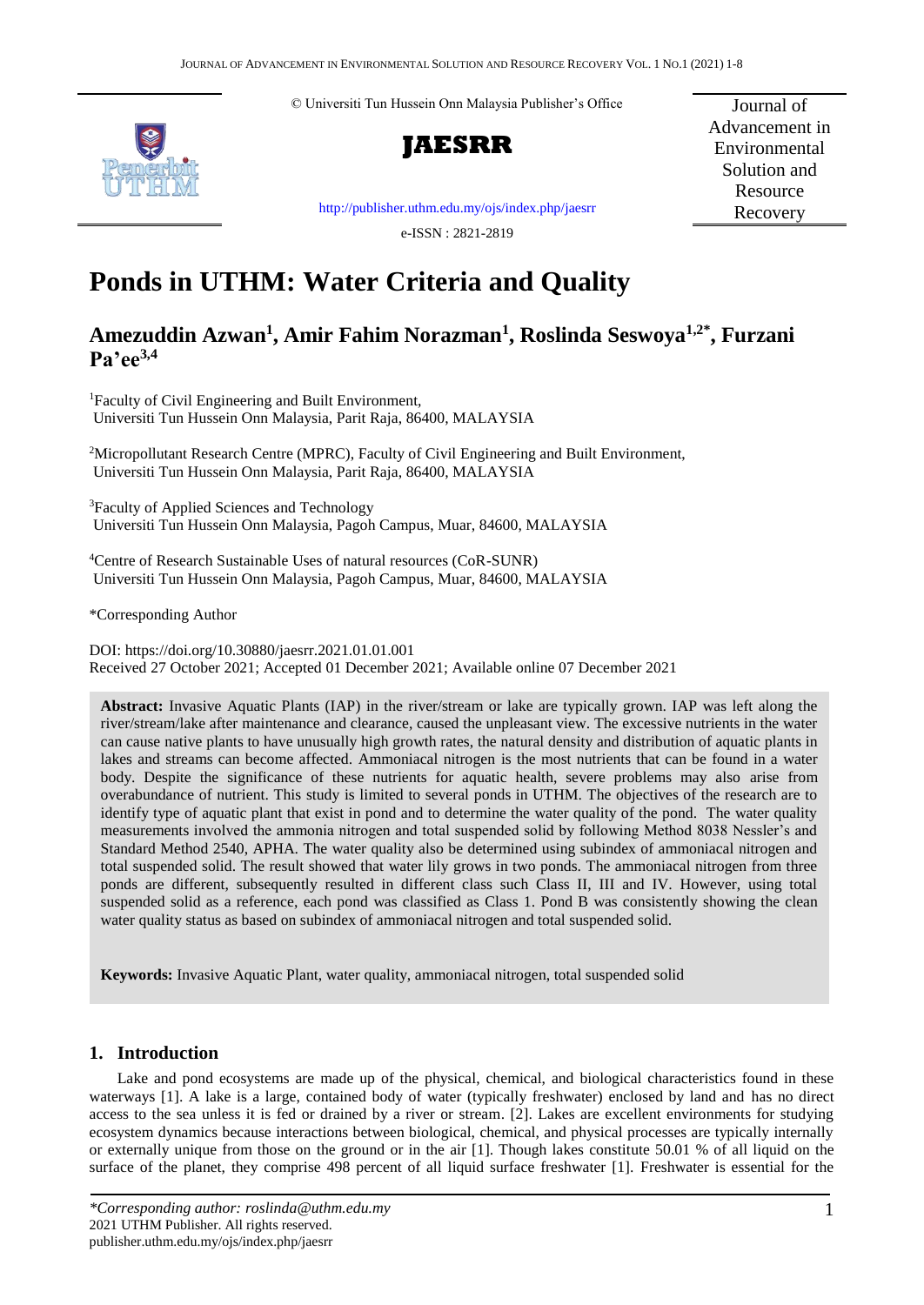© Universiti Tun Hussein Onn Malaysia Publisher's Office

**JAESRR**

Journal of Advancement in Environmental Solution and Resource Recovery

http://publisher.uthm.edu.my/ojs/index.php/jaesrr

e-ISSN : 2821-2819

# Ponds in UTHM: Water Criteria and Quality

**Amezuddin Azwan[1], Amir Fahim Norazman[1], Roslinda Seswoya[1,2*], Furzani Pa'ee[3,4]**

[1]Faculty of Civil Engineering and Built Environment, Universiti Tun Hussein Onn Malaysia, Parit Raja, 86400, MALAYSIA

[2]Micropollutant Research Centre (MPRC), Faculty of Civil Engineering and Built Environment, Universiti Tun Hussein Onn Malaysia, Parit Raja, 86400, MALAYSIA

[3]Faculty of Applied Sciences and Technology Universiti Tun Hussein Onn Malaysia, Pagoh Campus, Muar, 84600, MALAYSIA

[4]Centre of Research Sustainable Uses of natural resources (CoR-SUNR) Universiti Tun Hussein Onn Malaysia, Pagoh Campus, Muar, 84600, MALAYSIA

*Corresponding Author

DOI: https://doi.org/10.30880/jaesrr.2021.01.01.001
Received 27 October 2021; Accepted 01 December 2021; Available online 07 December 2021

**Abstract:** Invasive Aquatic Plants (IAP) in the river/stream or lake are typically grown. IAP was left along the river/stream/lake after maintenance and clearance, caused the unpleasant view. The excessive nutrients in the water can cause native plants to have unusually high growth rates, the natural density and distribution of aquatic plants in lakes and streams can become affected. Ammoniacal nitrogen is the most nutrients that can be found in a water body. Despite the significance of these nutrients for aquatic health, severe problems may also arise from overabundance of nutrient. This study is limited to several ponds in UTHM. The objectives of the research are to identify type of aquatic plant that exist in pond and to determine the water quality of the pond. The water quality measurements involved the ammonia nitrogen and total suspended solid by following Method 8038 Nessler's and Standard Method 2540, APHA. The water quality also be determined using subindex of ammoniacal nitrogen and total suspended solid. The result showed that water lily grows in two ponds. The ammoniacal nitrogen from three ponds are different, subsequently resulted in different class such Class II, III and IV. However, using total suspended solid as a reference, each pond was classified as Class 1. Pond B was consistently showing the clean water quality status as based on subindex of ammoniacal nitrogen and total suspended solid.

**Keywords:** Invasive Aquatic Plant, water quality, ammoniacal nitrogen, total suspended solid

## 1. Introduction

Lake and pond ecosystems are made up of the physical, chemical, and biological characteristics found in these waterways [1]. A lake is a large, contained body of water (typically freshwater) enclosed by land and has no direct access to the sea unless it is fed or drained by a river or stream. [2]. Lakes are excellent environments for studying ecosystem dynamics because interactions between biological, chemical, and physical processes are typically internally or externally unique from those on the ground or in the air [1]. Though lakes constitute 50.01 % of all liquid on the surface of the planet, they comprise 498 percent of all liquid surface freshwater [1]. Freshwater is essential for the

*\*Corresponding author: roslinda@uthm.edu.my*
2021 UTHM Publisher. All rights reserved.
publisher.uthm.edu.my/ojs/index.php/jaesrr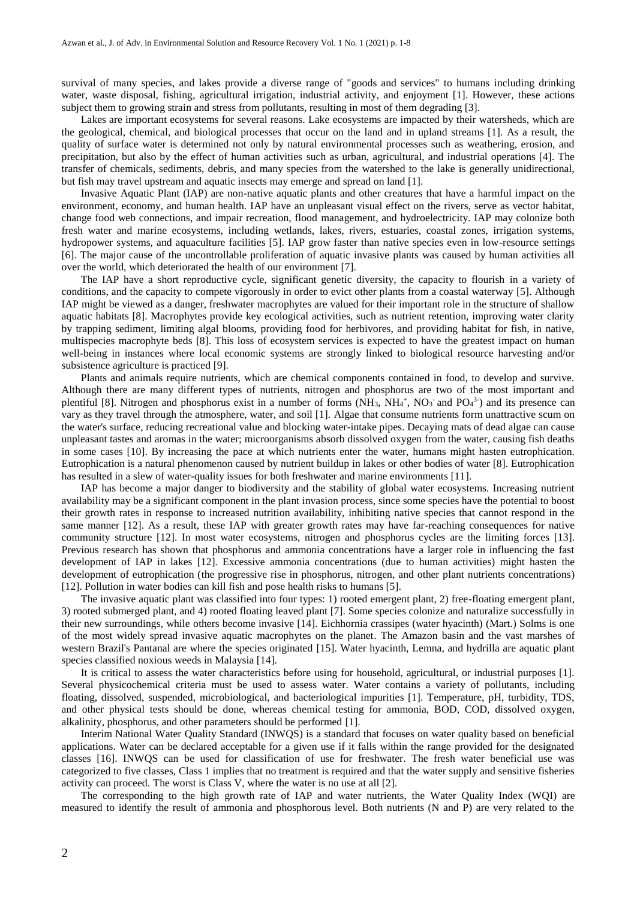survival of many species, and lakes provide a diverse range of "goods and services" to humans including drinking water, waste disposal, fishing, agricultural irrigation, industrial activity, and enjoyment [1]. However, these actions subject them to growing strain and stress from pollutants, resulting in most of them degrading [3].

Lakes are important ecosystems for several reasons. Lake ecosystems are impacted by their watersheds, which are the geological, chemical, and biological processes that occur on the land and in upland streams [1]. As a result, the quality of surface water is determined not only by natural environmental processes such as weathering, erosion, and precipitation, but also by the effect of human activities such as urban, agricultural, and industrial operations [4]. The transfer of chemicals, sediments, debris, and many species from the watershed to the lake is generally unidirectional, but fish may travel upstream and aquatic insects may emerge and spread on land [1].

Invasive Aquatic Plant (IAP) are non-native aquatic plants and other creatures that have a harmful impact on the environment, economy, and human health. IAP have an unpleasant visual effect on the rivers, serve as vector habitat, change food web connections, and impair recreation, flood management, and hydroelectricity. IAP may colonize both fresh water and marine ecosystems, including wetlands, lakes, rivers, estuaries, coastal zones, irrigation systems, hydropower systems, and aquaculture facilities [5]. IAP grow faster than native species even in low-resource settings [6]. The major cause of the uncontrollable proliferation of aquatic invasive plants was caused by human activities all over the world, which deteriorated the health of our environment [7].

The IAP have a short reproductive cycle, significant genetic diversity, the capacity to flourish in a variety of conditions, and the capacity to compete vigorously in order to evict other plants from a coastal waterway [5]. Although IAP might be viewed as a danger, freshwater macrophytes are valued for their important role in the structure of shallow aquatic habitats [8]. Macrophytes provide key ecological activities, such as nutrient retention, improving water clarity by trapping sediment, limiting algal blooms, providing food for herbivores, and providing habitat for fish, in native, multispecies macrophyte beds [8]. This loss of ecosystem services is expected to have the greatest impact on human well-being in instances where local economic systems are strongly linked to biological resource harvesting and/or subsistence agriculture is practiced [9].

Plants and animals require nutrients, which are chemical components contained in food, to develop and survive. Although there are many different types of nutrients, nitrogen and phosphorus are two of the most important and plentiful [8]. Nitrogen and phosphorus exist in a number of forms ($NH_3$, $NH_4^+$, $NO_3^-$ and $PO_4^{3-}$) and its presence can vary as they travel through the atmosphere, water, and soil [1]. Algae that consume nutrients form unattractive scum on the water's surface, reducing recreational value and blocking water-intake pipes. Decaying mats of dead algae can cause unpleasant tastes and aromas in the water; microorganisms absorb dissolved oxygen from the water, causing fish deaths in some cases [10]. By increasing the pace at which nutrients enter the water, humans might hasten eutrophication. Eutrophication is a natural phenomenon caused by nutrient buildup in lakes or other bodies of water [8]. Eutrophication has resulted in a slew of water-quality issues for both freshwater and marine environments [11].

IAP has become a major danger to biodiversity and the stability of global water ecosystems. Increasing nutrient availability may be a significant component in the plant invasion process, since some species have the potential to boost their growth rates in response to increased nutrition availability, inhibiting native species that cannot respond in the same manner [12]. As a result, these IAP with greater growth rates may have far-reaching consequences for native community structure [12]. In most water ecosystems, nitrogen and phosphorus cycles are the limiting forces [13]. Previous research has shown that phosphorus and ammonia concentrations have a larger role in influencing the fast development of IAP in lakes [12]. Excessive ammonia concentrations (due to human activities) might hasten the development of eutrophication (the progressive rise in phosphorus, nitrogen, and other plant nutrients concentrations) [12]. Pollution in water bodies can kill fish and pose health risks to humans [5].

The invasive aquatic plant was classified into four types: 1) rooted emergent plant, 2) free-floating emergent plant, 3) rooted submerged plant, and 4) rooted floating leaved plant [7]. Some species colonize and naturalize successfully in their new surroundings, while others become invasive [14]. Eichhornia crassipes (water hyacinth) (Mart.) Solms is one of the most widely spread invasive aquatic macrophytes on the planet. The Amazon basin and the vast marshes of western Brazil's Pantanal are where the species originated [15]. Water hyacinth, Lemna, and hydrilla are aquatic plant species classified noxious weeds in Malaysia [14].

It is critical to assess the water characteristics before using for household, agricultural, or industrial purposes [1]. Several physicochemical criteria must be used to assess water. Water contains a variety of pollutants, including floating, dissolved, suspended, microbiological, and bacteriological impurities [1]. Temperature, pH, turbidity, TDS, and other physical tests should be done, whereas chemical testing for ammonia, BOD, COD, dissolved oxygen, alkalinity, phosphorus, and other parameters should be performed [1].

Interim National Water Quality Standard (INWQS) is a standard that focuses on water quality based on beneficial applications. Water can be declared acceptable for a given use if it falls within the range provided for the designated classes [16]. INWQS can be used for classification of use for freshwater. The fresh water beneficial use was categorized to five classes, Class 1 implies that no treatment is required and that the water supply and sensitive fisheries activity can proceed. The worst is Class V, where the water is no use at all [2].

The corresponding to the high growth rate of IAP and water nutrients, the Water Quality Index (WQI) are measured to identify the result of ammonia and phosphorous level. Both nutrients (N and P) are very related to the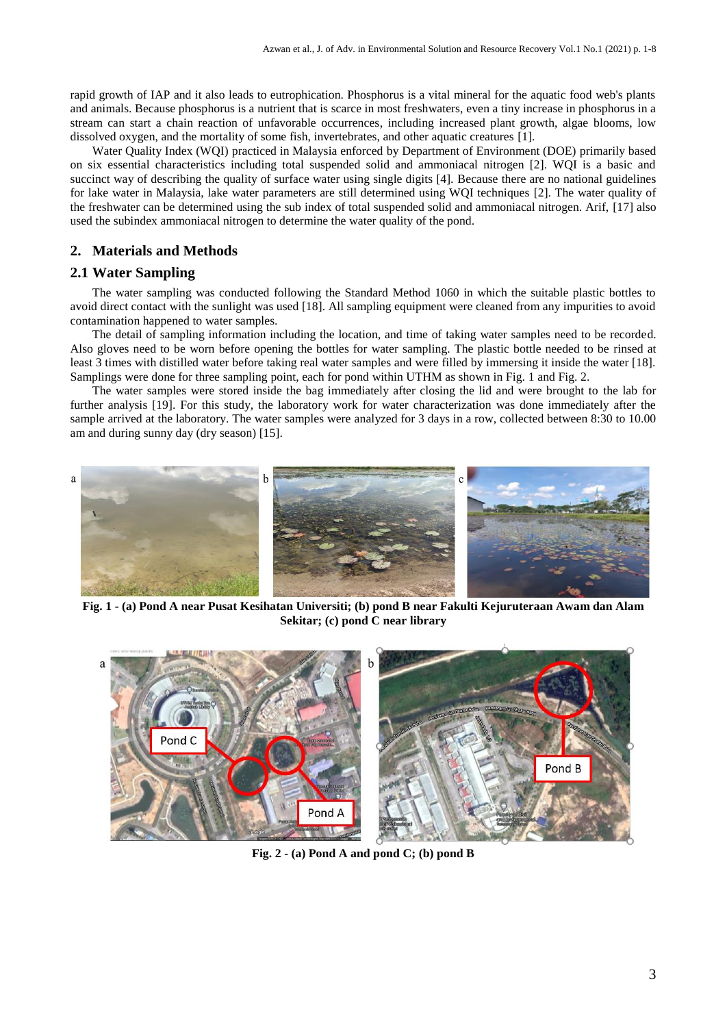rapid growth of IAP and it also leads to eutrophication. Phosphorus is a vital mineral for the aquatic food web's plants and animals. Because phosphorus is a nutrient that is scarce in most freshwaters, even a tiny increase in phosphorus in a stream can start a chain reaction of unfavorable occurrences, including increased plant growth, algae blooms, low dissolved oxygen, and the mortality of some fish, invertebrates, and other aquatic creatures [1].

Water Quality Index (WQI) practiced in Malaysia enforced by Department of Environment (DOE) primarily based on six essential characteristics including total suspended solid and ammoniacal nitrogen [2]. WQI is a basic and succinct way of describing the quality of surface water using single digits [4]. Because there are no national guidelines for lake water in Malaysia, lake water parameters are still determined using WQI techniques [2]. The water quality of the freshwater can be determined using the sub index of total suspended solid and ammoniacal nitrogen. Arif, [17] also used the subindex ammoniacal nitrogen to determine the water quality of the pond.

## 2. Materials and Methods

### 2.1 Water Sampling

The water sampling was conducted following the Standard Method 1060 in which the suitable plastic bottles to avoid direct contact with the sunlight was used [18]. All sampling equipment were cleaned from any impurities to avoid contamination happened to water samples.

The detail of sampling information including the location, and time of taking water samples need to be recorded. Also gloves need to be worn before opening the bottles for water sampling. The plastic bottle needed to be rinsed at least 3 times with distilled water before taking real water samples and were filled by immersing it inside the water [18]. Samplings were done for three sampling point, each for pond within UTHM as shown in Fig. 1 and Fig. 2.

The water samples were stored inside the bag immediately after closing the lid and were brought to the lab for further analysis [19]. For this study, the laboratory work for water characterization was done immediately after the sample arrived at the laboratory. The water samples were analyzed for 3 days in a row, collected between 8:30 to 10.00 am and during sunny day (dry season) [15].

**Fig. 1 - (a) Pond A near Pusat Kesihatan Universiti; (b) pond B near Fakulti Kejuruteraan Awam dan Alam Sekitar; (c) pond C near library**

**Fig. 2 - (a) Pond A and pond C; (b) pond B**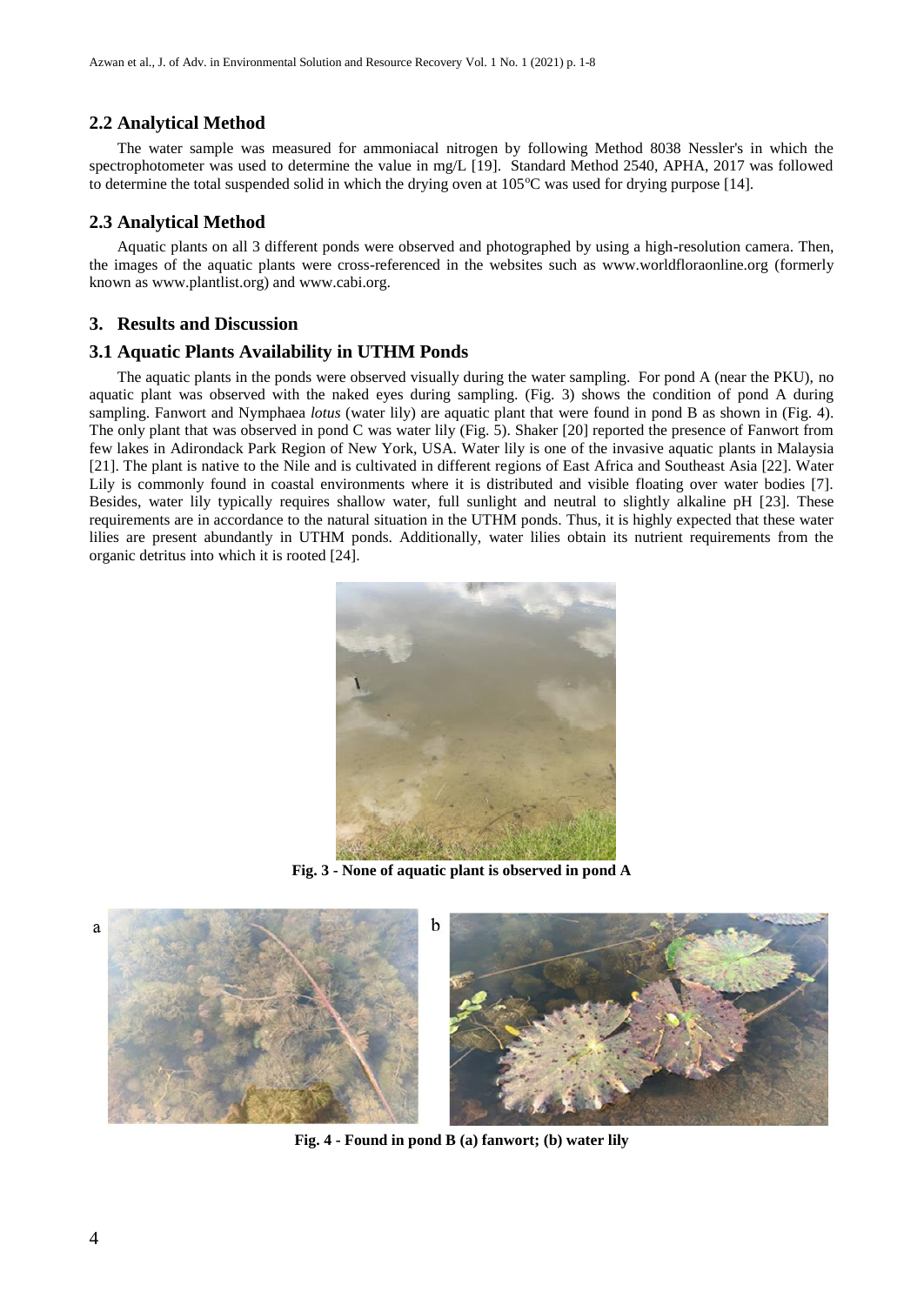## 2.2 Analytical Method

The water sample was measured for ammoniacal nitrogen by following Method 8038 Nessler's in which the spectrophotometer was used to determine the value in mg/L [19]. Standard Method 2540, APHA, 2017 was followed to determine the total suspended solid in which the drying oven at 105°C was used for drying purpose [14].

## 2.3 Analytical Method

Aquatic plants on all 3 different ponds were observed and photographed by using a high-resolution camera. Then, the images of the aquatic plants were cross-referenced in the websites such as www.worldfloraonline.org (formerly known as www.plantlist.org) and www.cabi.org.

# 3. Results and Discussion

## 3.1 Aquatic Plants Availability in UTHM Ponds

The aquatic plants in the ponds were observed visually during the water sampling. For pond A (near the PKU), no aquatic plant was observed with the naked eyes during sampling. (Fig. 3) shows the condition of pond A during sampling. Fanwort and Nymphaea *lotus* (water lily) are aquatic plant that were found in pond B as shown in (Fig. 4). The only plant that was observed in pond C was water lily (Fig. 5). Shaker [20] reported the presence of Fanwort from few lakes in Adirondack Park Region of New York, USA. Water lily is one of the invasive aquatic plants in Malaysia [21]. The plant is native to the Nile and is cultivated in different regions of East Africa and Southeast Asia [22]. Water Lily is commonly found in coastal environments where it is distributed and visible floating over water bodies [7]. Besides, water lily typically requires shallow water, full sunlight and neutral to slightly alkaline pH [23]. These requirements are in accordance to the natural situation in the UTHM ponds. Thus, it is highly expected that these water lilies are present abundantly in UTHM ponds. Additionally, water lilies obtain its nutrient requirements from the organic detritus into which it is rooted [24].

**Fig. 3 - None of aquatic plant is observed in pond A**

**Fig. 4 - Found in pond B (a) fanwort; (b) water lily**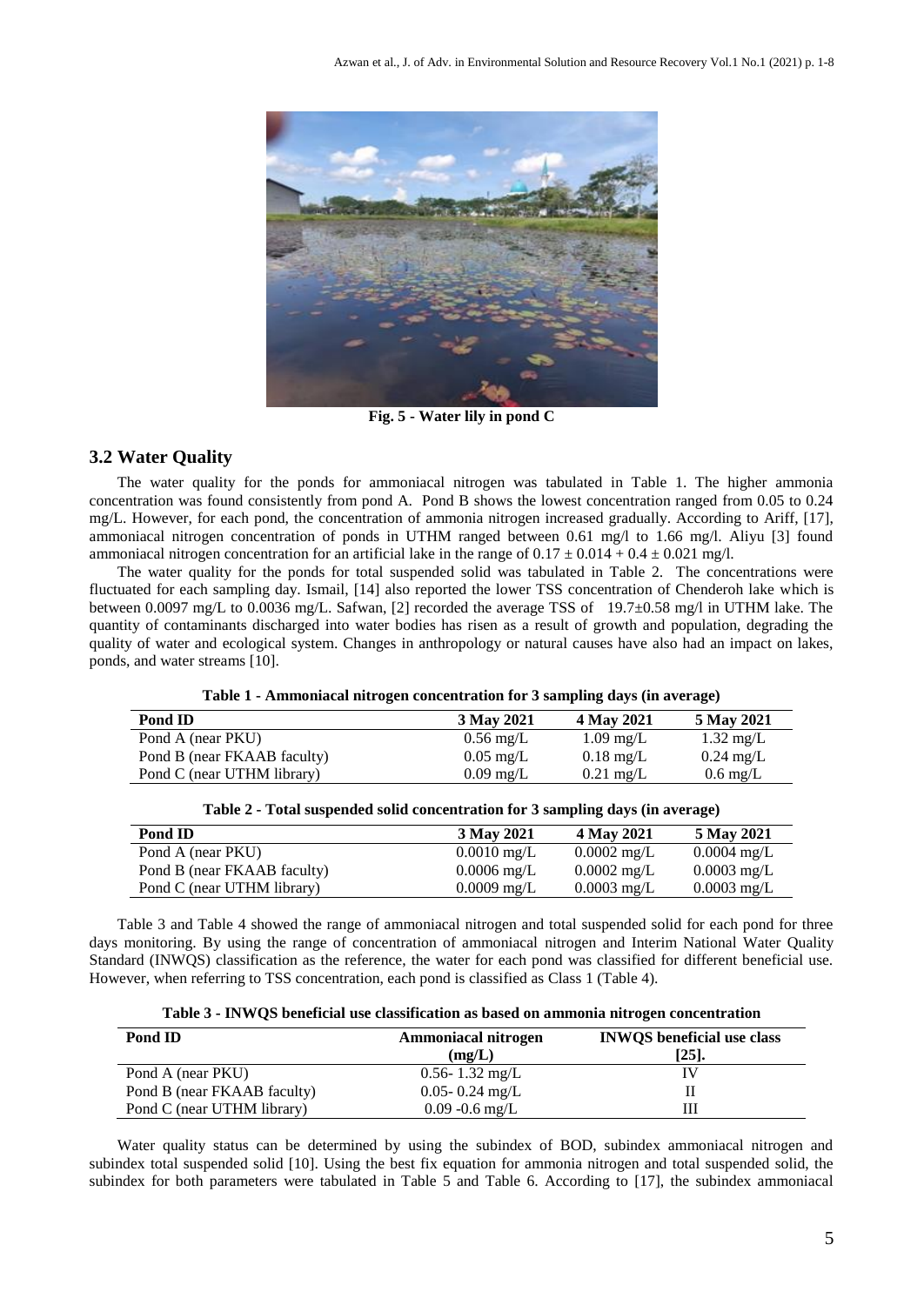Fig. 5 - Water lily in pond C

## 3.2 Water Quality

The water quality for the ponds for ammoniacal nitrogen was tabulated in Table 1. The higher ammonia concentration was found consistently from pond A. Pond B shows the lowest concentration ranged from 0.05 to 0.24 mg/L. However, for each pond, the concentration of ammonia nitrogen increased gradually. According to Ariff, [17], ammoniacal nitrogen concentration of ponds in UTHM ranged between 0.61 mg/l to 1.66 mg/l. Aliyu [3] found ammoniacal nitrogen concentration for an artificial lake in the range of $0.17 \pm 0.014 + 0.4 \pm 0.021$ mg/l.

The water quality for the ponds for total suspended solid was tabulated in Table 2. The concentrations were fluctuated for each sampling day. Ismail, [14] also reported the lower TSS concentration of Chenderoh lake which is between 0.0097 mg/L to 0.0036 mg/L. Safwan, [2] recorded the average TSS of $19.7 \pm 0.58$ mg/l in UTHM lake. The quantity of contaminants discharged into water bodies has risen as a result of growth and population, degrading the quality of water and ecological system. Changes in anthropology or natural causes have also had an impact on lakes, ponds, and water streams [10].

**Table 1 - Ammoniacal nitrogen concentration for 3 sampling days (in average)**

| Pond ID | 3 May 2021 | 4 May 2021 | 5 May 2021 |
|---|---|---|---|
| Pond A (near PKU) | 0.56 mg/L | 1.09 mg/L | 1.32 mg/L |
| Pond B (near FKAAB faculty) | 0.05 mg/L | 0.18 mg/L | 0.24 mg/L |
| Pond C (near UTHM library) | 0.09 mg/L | 0.21 mg/L | 0.6 mg/L |

**Table 2 - Total suspended solid concentration for 3 sampling days (in average)**

| Pond ID | 3 May 2021 | 4 May 2021 | 5 May 2021 |
|---|---|---|---|
| Pond A (near PKU) | 0.0010 mg/L | 0.0002 mg/L | 0.0004 mg/L |
| Pond B (near FKAAB faculty) | 0.0006 mg/L | 0.0002 mg/L | 0.0003 mg/L |
| Pond C (near UTHM library) | 0.0009 mg/L | 0.0003 mg/L | 0.0003 mg/L |

Table 3 and Table 4 showed the range of ammoniacal nitrogen and total suspended solid for each pond for three days monitoring. By using the range of concentration of ammoniacal nitrogen and Interim National Water Quality Standard (INWQS) classification as the reference, the water for each pond was classified for different beneficial use. However, when referring to TSS concentration, each pond is classified as Class 1 (Table 4).

**Table 3 - INWQS beneficial use classification as based on ammonia nitrogen concentration**

| Pond ID | Ammoniacal nitrogen (mg/L) | INWQS beneficial use class [25]. |
|---|---|---|
| Pond A (near PKU) | 0.56- 1.32 mg/L | IV |
| Pond B (near FKAAB faculty) | 0.05- 0.24 mg/L | II |
| Pond C (near UTHM library) | 0.09 -0.6 mg/L | III |

Water quality status can be determined by using the subindex of BOD, subindex ammoniacal nitrogen and subindex total suspended solid [10]. Using the best fix equation for ammonia nitrogen and total suspended solid, the subindex for both parameters were tabulated in Table 5 and Table 6. According to [17], the subindex ammoniacal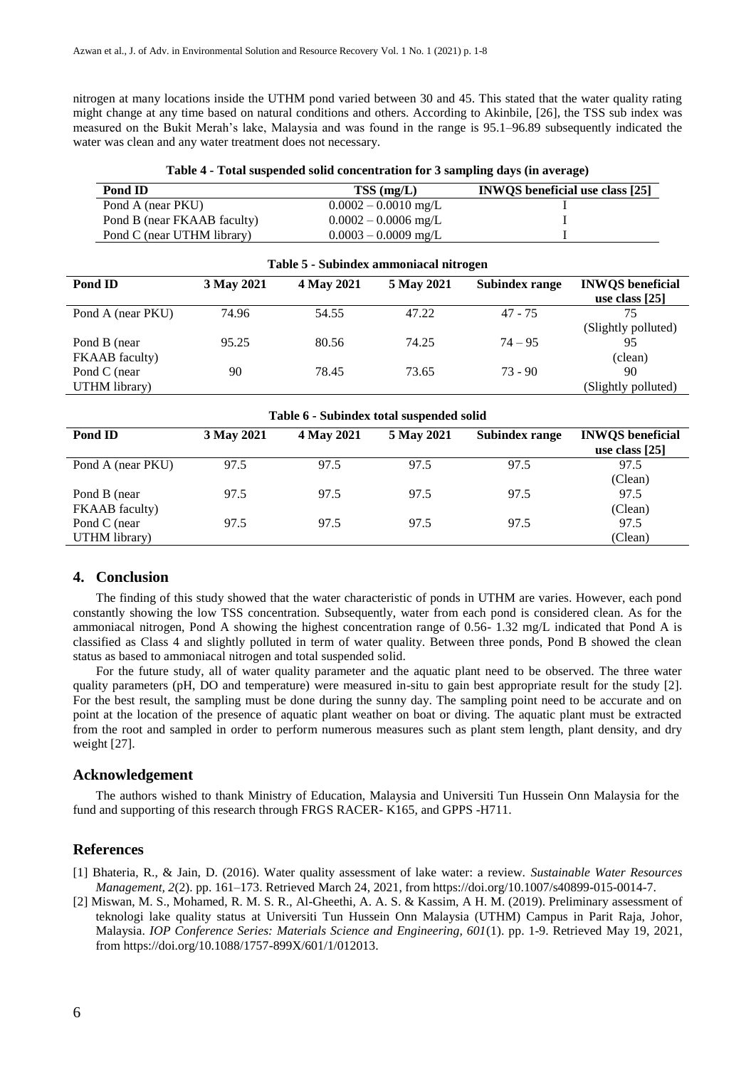nitrogen at many locations inside the UTHM pond varied between 30 and 45. This stated that the water quality rating might change at any time based on natural conditions and others. According to Akinbile, [26], the TSS sub index was measured on the Bukit Merah's lake, Malaysia and was found in the range is 95.1–96.89 subsequently indicated the water was clean and any water treatment does not necessary.

**Table 4 - Total suspended solid concentration for 3 sampling days (in average)**

| Pond ID | TSS (mg/L) | INWQS beneficial use class [25] |
|---|---|---|
| Pond A (near PKU) | 0.0002 – 0.0010 mg/L | I |
| Pond B (near FKAAB faculty) | 0.0002 – 0.0006 mg/L | I |
| Pond C (near UTHM library) | 0.0003 – 0.0009 mg/L | I |

**Table 5 - Subindex ammoniacal nitrogen**

| Pond ID | 3 May 2021 | 4 May 2021 | 5 May 2021 | Subindex range | INWQS beneficial use class [25] |
|---|---|---|---|---|---|
| Pond A (near PKU) | 74.96 | 54.55 | 47.22 | 47 - 75 | 75 (Slightly polluted) |
| Pond B (near FKAAB faculty) | 95.25 | 80.56 | 74.25 | 74 – 95 | 95 (clean) |
| Pond C (near UTHM library) | 90 | 78.45 | 73.65 | 73 - 90 | 90 (Slightly polluted) |

**Table 6 - Subindex total suspended solid**

| Pond ID | 3 May 2021 | 4 May 2021 | 5 May 2021 | Subindex range | INWQS beneficial use class [25] |
|---|---|---|---|---|---|
| Pond A (near PKU) | 97.5 | 97.5 | 97.5 | 97.5 | 97.5 (Clean) |
| Pond B (near FKAAB faculty) | 97.5 | 97.5 | 97.5 | 97.5 | 97.5 (Clean) |
| Pond C (near UTHM library) | 97.5 | 97.5 | 97.5 | 97.5 | 97.5 (Clean) |

## 4. Conclusion

The finding of this study showed that the water characteristic of ponds in UTHM are varies. However, each pond constantly showing the low TSS concentration. Subsequently, water from each pond is considered clean. As for the ammoniacal nitrogen, Pond A showing the highest concentration range of 0.56- 1.32 mg/L indicated that Pond A is classified as Class 4 and slightly polluted in term of water quality. Between three ponds, Pond B showed the clean status as based to ammoniacal nitrogen and total suspended solid.

For the future study, all of water quality parameter and the aquatic plant need to be observed. The three water quality parameters (pH, DO and temperature) were measured in-situ to gain best appropriate result for the study [2]. For the best result, the sampling must be done during the sunny day. The sampling point need to be accurate and on point at the location of the presence of aquatic plant weather on boat or diving. The aquatic plant must be extracted from the root and sampled in order to perform numerous measures such as plant stem length, plant density, and dry weight [27].

## Acknowledgement

The authors wished to thank Ministry of Education, Malaysia and Universiti Tun Hussein Onn Malaysia for the fund and supporting of this research through FRGS RACER- K165, and GPPS -H711.

## References

[1] Bhateria, R., & Jain, D. (2016). Water quality assessment of lake water: a review. *Sustainable Water Resources Management, 2*(2). pp. 161–173. Retrieved March 24, 2021, from https://doi.org/10.1007/s40899-015-0014-7.

[2] Miswan, M. S., Mohamed, R. M. S. R., Al-Gheethi, A. A. S. & Kassim, A H. M. (2019). Preliminary assessment of teknologi lake quality status at Universiti Tun Hussein Onn Malaysia (UTHM) Campus in Parit Raja, Johor, Malaysia. *IOP Conference Series: Materials Science and Engineering, 601*(1). pp. 1-9. Retrieved May 19, 2021, from https://doi.org/10.1088/1757-899X/601/1/012013.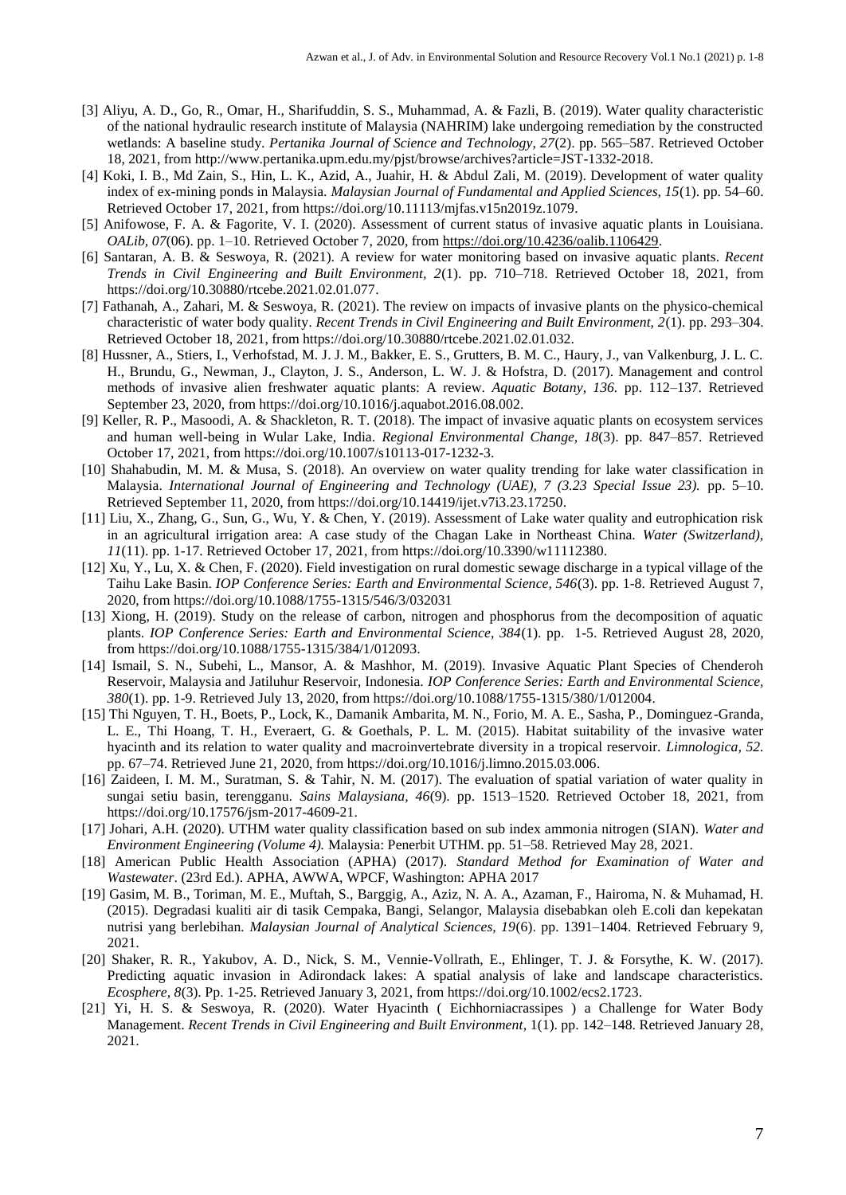[3] Aliyu, A. D., Go, R., Omar, H., Sharifuddin, S. S., Muhammad, A. & Fazli, B. (2019). Water quality characteristic of the national hydraulic research institute of Malaysia (NAHRIM) lake undergoing remediation by the constructed wetlands: A baseline study. *Pertanika Journal of Science and Technology, 27*(2). pp. 565–587. Retrieved October 18, 2021, from http://www.pertanika.upm.edu.my/pjst/browse/archives?article=JST-1332-2018.

[4] Koki, I. B., Md Zain, S., Hin, L. K., Azid, A., Juahir, H. & Abdul Zali, M. (2019). Development of water quality index of ex-mining ponds in Malaysia. *Malaysian Journal of Fundamental and Applied Sciences, 15*(1). pp. 54–60. Retrieved October 17, 2021, from https://doi.org/10.11113/mjfas.v15n2019z.1079.

[5] Anifowose, F. A. & Fagorite, V. I. (2020). Assessment of current status of invasive aquatic plants in Louisiana. *OALib, 07*(06). pp. 1–10. Retrieved October 7, 2020, from https://doi.org/10.4236/oalib.1106429.

[6] Santaran, A. B. & Seswoya, R. (2021). A review for water monitoring based on invasive aquatic plants. *Recent Trends in Civil Engineering and Built Environment, 2*(1). pp. 710–718. Retrieved October 18, 2021, from https://doi.org/10.30880/rtcebe.2021.02.01.077.

[7] Fathanah, A., Zahari, M. & Seswoya, R. (2021). The review on impacts of invasive plants on the physico-chemical characteristic of water body quality. *Recent Trends in Civil Engineering and Built Environment, 2*(1). pp. 293–304. Retrieved October 18, 2021, from https://doi.org/10.30880/rtcebe.2021.02.01.032.

[8] Hussner, A., Stiers, I., Verhofstad, M. J. J. M., Bakker, E. S., Grutters, B. M. C., Haury, J., van Valkenburg, J. L. C. H., Brundu, G., Newman, J., Clayton, J. S., Anderson, L. W. J. & Hofstra, D. (2017). Management and control methods of invasive alien freshwater aquatic plants: A review. *Aquatic Botany, 136.* pp. 112–137. Retrieved September 23, 2020, from https://doi.org/10.1016/j.aquabot.2016.08.002.

[9] Keller, R. P., Masoodi, A. & Shackleton, R. T. (2018). The impact of invasive aquatic plants on ecosystem services and human well-being in Wular Lake, India. *Regional Environmental Change, 18*(3). pp. 847–857. Retrieved October 17, 2021, from https://doi.org/10.1007/s10113-017-1232-3.

[10] Shahabudin, M. M. & Musa, S. (2018). An overview on water quality trending for lake water classification in Malaysia. *International Journal of Engineering and Technology (UAE), 7 (3.23 Special Issue 23).* pp. 5–10. Retrieved September 11, 2020, from https://doi.org/10.14419/ijet.v7i3.23.17250.

[11] Liu, X., Zhang, G., Sun, G., Wu, Y. & Chen, Y. (2019). Assessment of Lake water quality and eutrophication risk in an agricultural irrigation area: A case study of the Chagan Lake in Northeast China. *Water (Switzerland), 11*(11). pp. 1-17. Retrieved October 17, 2021, from https://doi.org/10.3390/w11112380.

[12] Xu, Y., Lu, X. & Chen, F. (2020). Field investigation on rural domestic sewage discharge in a typical village of the Taihu Lake Basin. *IOP Conference Series: Earth and Environmental Science, 546*(3). pp. 1-8. Retrieved August 7, 2020, from https://doi.org/10.1088/1755-1315/546/3/032031

[13] Xiong, H. (2019). Study on the release of carbon, nitrogen and phosphorus from the decomposition of aquatic plants. *IOP Conference Series: Earth and Environmental Science, 384*(1). pp. 1-5. Retrieved August 28, 2020, from https://doi.org/10.1088/1755-1315/384/1/012093.

[14] Ismail, S. N., Subehi, L., Mansor, A. & Mashhor, M. (2019). Invasive Aquatic Plant Species of Chenderoh Reservoir, Malaysia and Jatiluhur Reservoir, Indonesia. *IOP Conference Series: Earth and Environmental Science, 380*(1). pp. 1-9. Retrieved July 13, 2020, from https://doi.org/10.1088/1755-1315/380/1/012004.

[15] Thi Nguyen, T. H., Boets, P., Lock, K., Damanik Ambarita, M. N., Forio, M. A. E., Sasha, P., Dominguez-Granda, L. E., Thi Hoang, T. H., Everaert, G. & Goethals, P. L. M. (2015). Habitat suitability of the invasive water hyacinth and its relation to water quality and macroinvertebrate diversity in a tropical reservoir. *Limnologica, 52.* pp. 67–74. Retrieved June 21, 2020, from https://doi.org/10.1016/j.limno.2015.03.006.

[16] Zaideen, I. M. M., Suratman, S. & Tahir, N. M. (2017). The evaluation of spatial variation of water quality in sungai setiu basin, terengganu. *Sains Malaysiana, 46*(9). pp. 1513–1520. Retrieved October 18, 2021, from https://doi.org/10.17576/jsm-2017-4609-21.

[17] Johari, A.H. (2020). UTHM water quality classification based on sub index ammonia nitrogen (SIAN). *Water and Environment Engineering (Volume 4).* Malaysia: Penerbit UTHM. pp. 51–58. Retrieved May 28, 2021.

[18] American Public Health Association (APHA) (2017). *Standard Method for Examination of Water and Wastewater*. (23rd Ed.). APHA, AWWA, WPCF, Washington: APHA 2017

[19] Gasim, M. B., Toriman, M. E., Muftah, S., Barggig, A., Aziz, N. A. A., Azaman, F., Hairoma, N. & Muhamad, H. (2015). Degradasi kualiti air di tasik Cempaka, Bangi, Selangor, Malaysia disebabkan oleh E.coli dan kepekatan nutrisi yang berlebihan. *Malaysian Journal of Analytical Sciences, 19*(6). pp. 1391–1404. Retrieved February 9, 2021.

[20] Shaker, R. R., Yakubov, A. D., Nick, S. M., Vennie-Vollrath, E., Ehlinger, T. J. & Forsythe, K. W. (2017). Predicting aquatic invasion in Adirondack lakes: A spatial analysis of lake and landscape characteristics. *Ecosphere, 8*(3). Pp. 1-25. Retrieved January 3, 2021, from https://doi.org/10.1002/ecs2.1723.

[21] Yi, H. S. & Seswoya, R. (2020). Water Hyacinth ( Eichhorniacrassipes ) a Challenge for Water Body Management. *Recent Trends in Civil Engineering and Built Environment,* 1(1). pp. 142–148. Retrieved January 28, 2021.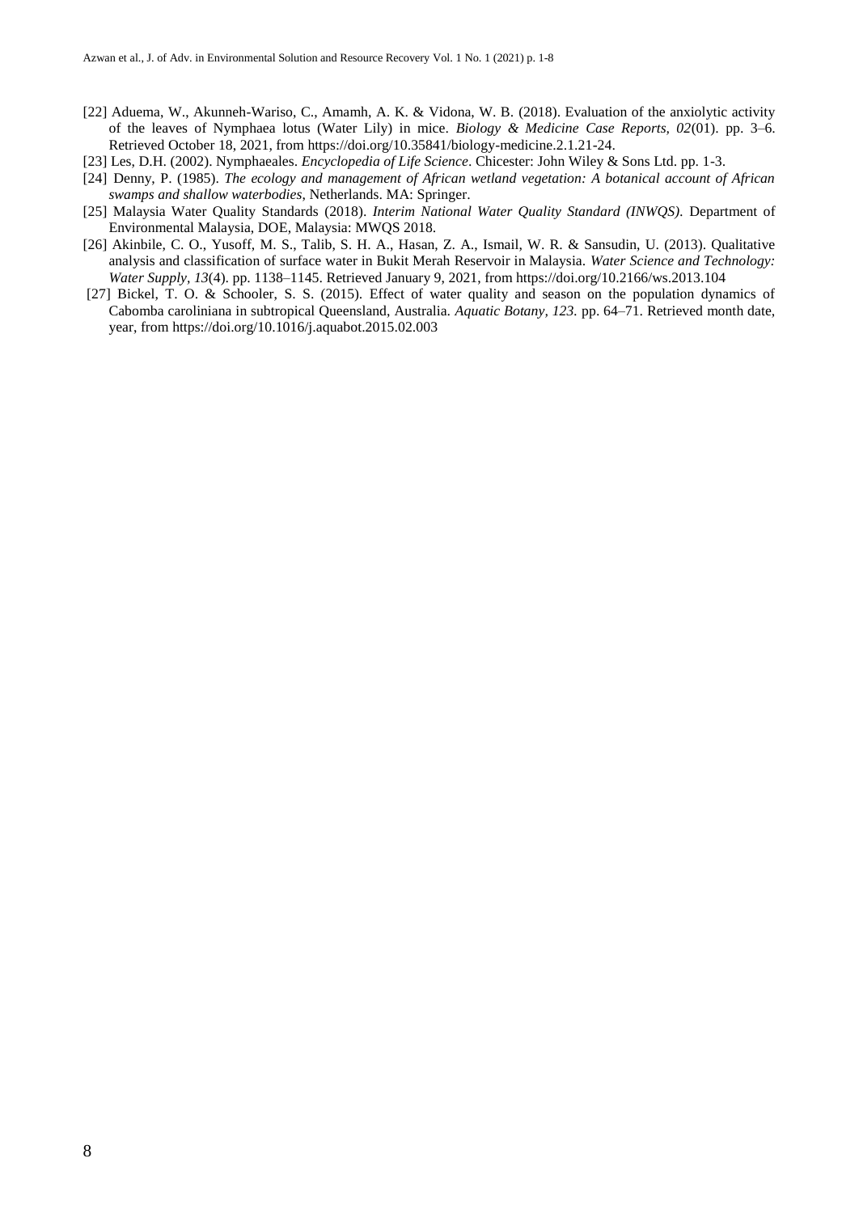[22] Aduema, W., Akunneh-Wariso, C., Amamh, A. K. & Vidona, W. B. (2018). Evaluation of the anxiolytic activity of the leaves of Nymphaea lotus (Water Lily) in mice. *Biology & Medicine Case Reports, 02*(01). pp. 3–6. Retrieved October 18, 2021, from https://doi.org/10.35841/biology-medicine.2.1.21-24.

[23] Les, D.H. (2002). Nymphaeales. *Encyclopedia of Life Science*. Chicester: John Wiley & Sons Ltd. pp. 1-3.

[24] Denny, P. (1985). *The ecology and management of African wetland vegetation: A botanical account of African swamps and shallow waterbodies*, Netherlands. MA: Springer.

[25] Malaysia Water Quality Standards (2018). *Interim National Water Quality Standard (INWQS)*. Department of Environmental Malaysia, DOE, Malaysia: MWQS 2018.

[26] Akinbile, C. O., Yusoff, M. S., Talib, S. H. A., Hasan, Z. A., Ismail, W. R. & Sansudin, U. (2013). Qualitative analysis and classification of surface water in Bukit Merah Reservoir in Malaysia. *Water Science and Technology: Water Supply, 13*(4). pp. 1138–1145. Retrieved January 9, 2021, from https://doi.org/10.2166/ws.2013.104

[27] Bickel, T. O. & Schooler, S. S. (2015). Effect of water quality and season on the population dynamics of Cabomba caroliniana in subtropical Queensland, Australia. *Aquatic Botany, 123.* pp. 64–71. Retrieved month date, year, from https://doi.org/10.1016/j.aquabot.2015.02.003